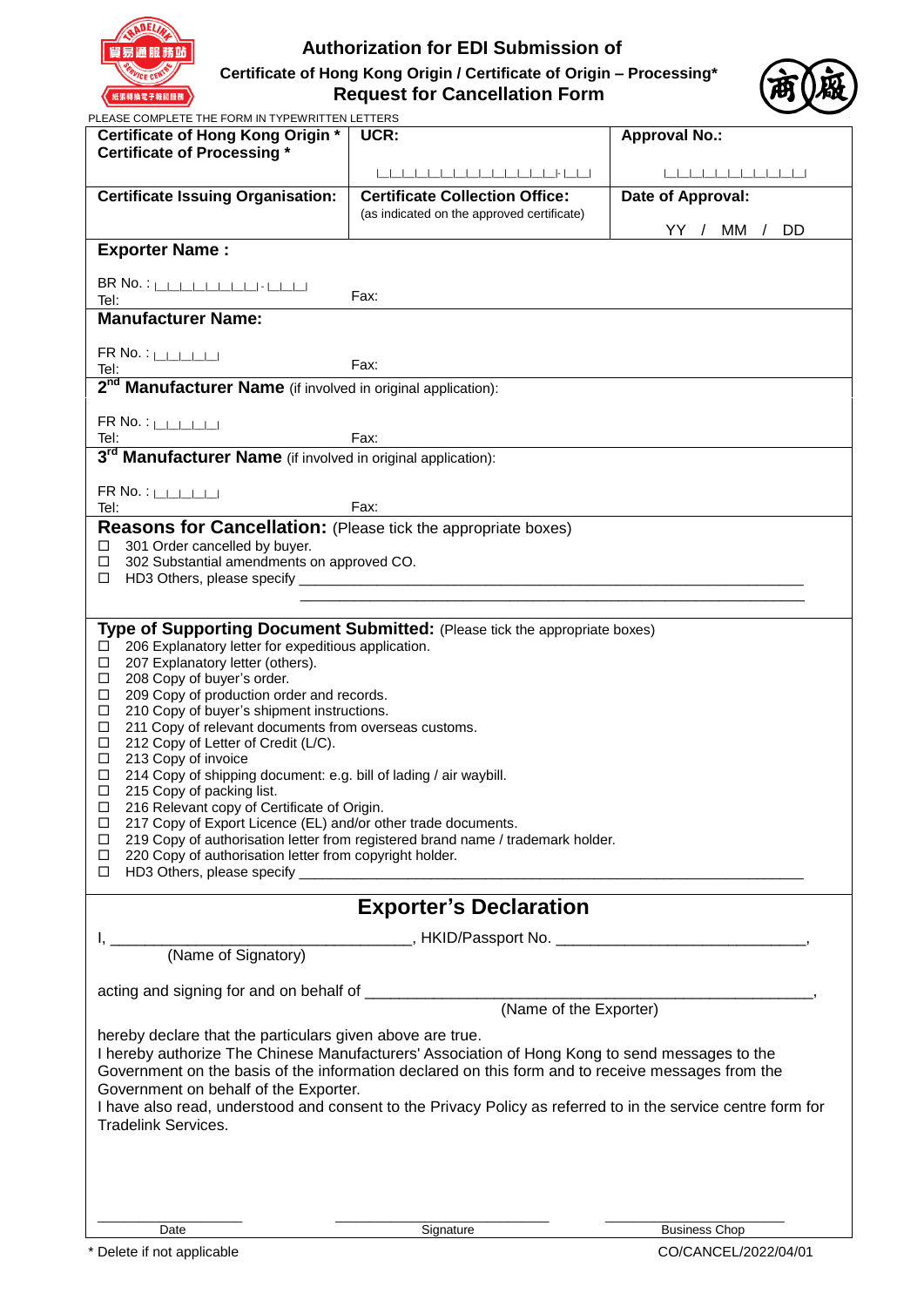# Authorization for EDI Submission of

**Certificate of Hong Kong Origin / Certificate of Origin – Processing***

**Request for Cancellation Form**

PLEASE COMPLETE THE FORM IN TYPEWRITTEN LETTERS

| **Certificate of Hong Kong Origin *** <br> **Certificate of Processing *** | **UCR:** <br> \|_\|_\|_\|_\|_\|_\|_\|_\|_\|_\|_\|_\|_\|_\|_\|_\|-\|_\|_\| | **Approval No.:** <br> \|_\|_\|_\|_\|_\|_\|_\|_\|_\|_\|_\|_\| |
|---|---|---|
| **Certificate Issuing Organisation:** | **Certificate Collection Office:** (as indicated on the approved certificate) | **Date of Approval:** <br> YY / MM / DD |

**Exporter Name :**

BR No. : |_|_|_|_|_|_|_|_|-|_|_|_|

Tel: Fax:

**Manufacturer Name:**

FR No. : |_|_|_|_|_|_|

Tel: Fax:

**2nd Manufacturer Name** (if involved in original application):

FR No. : |_|_|_|_|_|_|

Tel: Fax:

**3rd Manufacturer Name** (if involved in original application):

FR No. : |_|_|_|_|_|_|

Tel: Fax:

**Reasons for Cancellation:** (Please tick the appropriate boxes)

- ☐ 301 Order cancelled by buyer.
- ☐ 302 Substantial amendments on approved CO.
- ☐ HD3 Others, please specify ____________________________________________

**Type of Supporting Document Submitted:** (Please tick the appropriate boxes)

- ☐ 206 Explanatory letter for expeditious application.
- ☐ 207 Explanatory letter (others).
- ☐ 208 Copy of buyer's order.
- ☐ 209 Copy of production order and records.
- ☐ 210 Copy of buyer's shipment instructions.
- ☐ 211 Copy of relevant documents from overseas customs.
- ☐ 212 Copy of Letter of Credit (L/C).
- ☐ 213 Copy of invoice
- ☐ 214 Copy of shipping document: e.g. bill of lading / air waybill.
- ☐ 215 Copy of packing list.
- ☐ 216 Relevant copy of Certificate of Origin.
- ☐ 217 Copy of Export Licence (EL) and/or other trade documents.
- ☐ 219 Copy of authorisation letter from registered brand name / trademark holder.
- ☐ 220 Copy of authorisation letter from copyright holder.
- ☐ HD3 Others, please specify ____________________________________________

## Exporter's Declaration

I, ________________________________, HKID/Passport No. ___________________________,
(Name of Signatory)

acting and signing for and on behalf of ____________________________________________,
(Name of the Exporter)

hereby declare that the particulars given above are true.
I hereby authorize The Chinese Manufacturers' Association of Hong Kong to send messages to the Government on the basis of the information declared on this form and to receive messages from the Government on behalf of the Exporter.
I have also read, understood and consent to the Privacy Policy as referred to in the service centre form for Tradelink Services.

______________ ______________ ______________
Date Signature Business Chop

* Delete if not applicable

CO/CANCEL/2022/04/01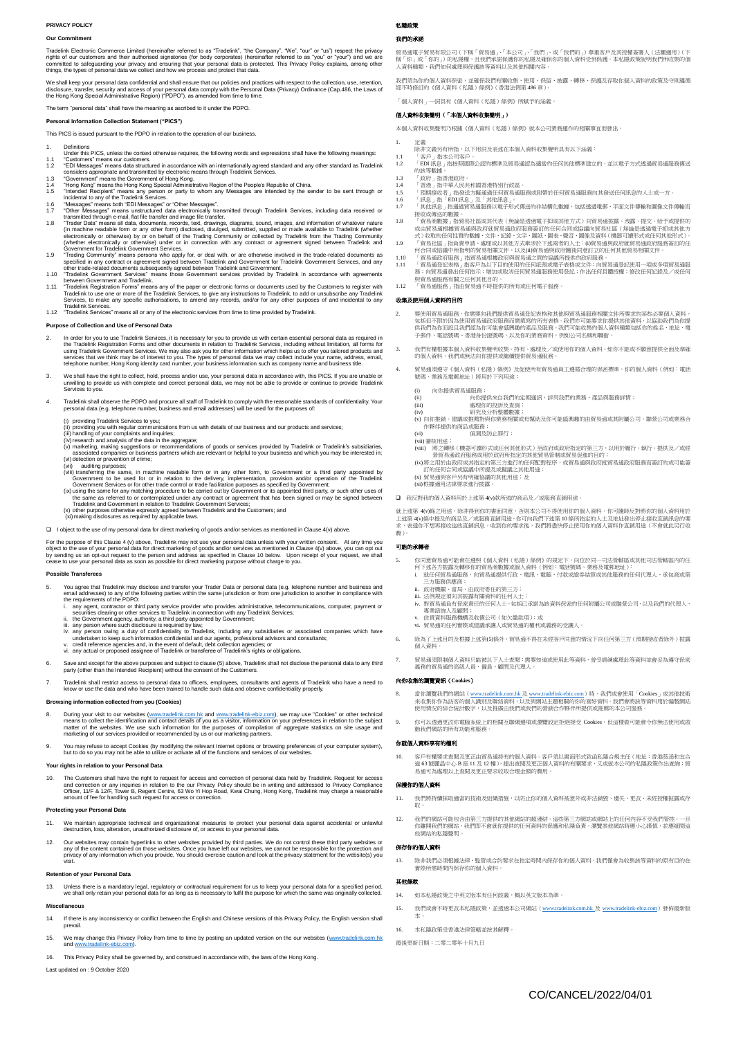# PRIVACY POLICY

## Our Commitment

Tradelink Electronic Commerce Limited (hereinafter referred to as "Tradelink", "the Company", "We", "our" or "us") respect the privacy rights of our customers and their authorised signatories (for body corporates) (hereinafter referred to as "you" or "your") and we are committed to safeguarding your privacy and ensuring that your personal data is protected. This Privacy Policy explains, among other things, the types of personal data we collect and how we process and protect that data.

We shall keep your personal data confidential and shall ensure that our policies and practices with respect to the collection, use, retention, disclosure, transfer, security and access of your personal data comply with the Personal Data (Privacy) Ordinance (Cap.486, the Laws of the Hong Kong Special Administrative Region) ("PDPO"), as amended from time to time.

The term "personal data" shall have the meaning as ascribed to it under the PDPO.

## Personal Information Collection Statement ("PICS")

This PICS is issued pursuant to the PDPO in relation to the operation of our business.

1. Definitions
   Under this PICS, unless the context otherwise requires, the following words and expressions shall have the following meanings:
1.1 "Customers" means our customers.
1.2 "EDI Messages" means data structured in accordance with an internationally agreed standard and any other standard as Tradelink considers appropriate and transmitted by electronic means through Tradelink Services.
1.3 "Government" means the Government of Hong Kong.
1.4 "Hong Kong" means the Hong Kong Special Administrative Region of the People's Republic of China.
1.5 "Intended Recipient" means any person or party to whom any Messages are intended by the sender to be sent through or incidental to any of the Tradelink Services.
1.6 "Messages" means both "EDI Messages" or "Other Messages".
1.7 "Other Messages" means unstructured data electronically transmitted through Tradelink Services, including data received or transmitted through e-mail, flat file transfer and image file transfer.
1.8 "Trader Data" means all data, documents, records, text, drawings, diagrams, sound, images, and information of whatever nature (in machine readable form or any other form) disclosed, divulged, submitted, supplied or made available to Tradelink (whether electronically or otherwise) by or on behalf of the Trading Community or collected by Tradelink from the Trading Community (whether electronically or otherwise) under or in connection with any contract or agreement signed between Tradelink and Government for Tradelink Government Services.
1.9 "Trading Community" means persons who apply for, or deal with, or are otherwise involved in the trade-related documents as specified in any contract or agreement signed between Tradelink and Government for Tradelink Government Services, and any other trade-related documents subsequently agreed between Tradelink and Government.
1.10 "Tradelink Government Services" means those Government services provided by Tradelink in accordance with agreements between Government and Tradelink.
1.11 "Tradelink Registration Forms" means any of the paper or electronic forms or documents used by the Customers to register with Tradelink to use one or more of the Tradelink Services, to give any instructions to Tradelink, to add or unsubscribe any Tradelink Services, to make any specific authorisations, to amend any records, and/or for any other purposes of and incidental to any Tradelink Services.
1.12 "Tradelink Services" means all or any of the electronic services from time to time provided by Tradelink.

## Purpose of Collection and Use of Personal Data

2. In order for you to use Tradelink Services, it is necessary for you to provide us with certain essential personal data as required in the Tradelink Registration Forms and other documents in relation to Tradelink Services, including without limitation, all forms for using Tradelink Government Services. We may also ask you for other information which helps us to offer you tailored products and services that we think may be of interest to you. The types of personal data we may collect include your name, address, email, telephone number, Hong Kong identity card number, your business information such as company name and business title.

3. We shall have the right to collect, hold, process and/or use, your personal data in accordance with, this PICS. If you are unable or unwilling to provide us with complete and correct personal data, we may not be able to provide or continue to provide Tradelink Services to you.

4. Tradelink shall observe the PDPO and procure all staff of Tradelink to comply with the reasonable standards of confidentiality. Your personal data (e.g. telephone number, business and email addresses) will be used for the purposes of:

   (i) providing Tradelink Services to you;
   (ii) providing you with regular communications from us with details of our business and our products and services;
   (iii) handling of your complaints and inquiries;
   (iv) research and analysis of the data in the aggregate;
   (v) marketing, making suggestions or recommendations of goods or services provided by Tradelink or Tradelink's subsidiaries, associated companies or business partners which are relevant or helpful to your business and which you may be interested in;
   (vi) detection or prevention of crime;
   (vii) auditing purposes;
   (viii) transferring the same, in machine readable form or in any other form, to Government or a third party appointed by Government to be used for or in relation to the delivery, implementation, provision and/or operation of the Tradelink Government Services or for other trade control or trade facilitation purposes as specified by Government;
   (ix) using the same for any matching procedure to be carried out by Government or its appointed third party, or such other uses of the same as referred to or contemplated under any contract or agreement that has been signed or may be signed between Tradelink and Government in relation to Tradelink Government Services;
   (x) other purposes otherwise expressly agreed between Tradelink and the Customers; and
   (xi) making disclosures as required by applicable laws.

❑ I object to the use of my personal data for direct marketing of goods and/or services as mentioned in Clause 4(v) above.

For the purpose of this Clause 4 (v) above, Tradelink may not use your personal data unless with your written consent. At any time you object to the use of your personal data for direct marketing of goods and/or services as mentioned in Clause 4(v) above, you can opt out by sending us an opt-out request to the person and address as specified in Clause 10 below. Upon receipt of your request, we shall cease to use your personal data as soon as possible for direct marketing purpose without charge to you.

## Possible Transferees

5. You agree that Tradelink may disclose and transfer your Trader Data or personal data (e.g. telephone number and business and email addresses) to any of the following parties within the same jurisdiction or from one jurisdiction to another in compliance with the requirements of the PDPO:
   i. any agent, contractor or third party service provider who provides administrative, telecommunications, computer, payment or securities clearing or other services to Tradelink in connection with any Tradelink Services;
   ii. the Government agency, authority, a third party appointed by Government;
   iii. any person where such disclosure is required by law;
   iv. any person owing a duty of confidentiality to Tradelink, including its subsidiaries or associated companies which have undertaken to keep such information confidential and our agents, professional advisors and consultants;
   v. credit reference agencies and, in the event of default, debt collection agencies; or
   vi. any actual or proposed assignee of Tradelink or transferee of Tradelink's rights or obligations.

6. Save and except for the above purposes and subject to clause (5) above, Tradelink shall not disclose the personal data to any third party (other than the Intended Recipient) without the consent of the Customers.

7. Tradelink shall restrict access to personal data to officers, employees, consultants and agents of Tradelink who have a need to know and use the data and who have been trained to handle such data and observe confidentiality properly.

## Browsing information collected from you (Cookies)

8. During your visit to our websites (www.tradelink.com.hk and www.tradelink-ebiz.com), we may use "Cookies" or other technical means to collect the identification and contact details of you as a visitor, information on your preferences in relation to the subject matter of the websites. We use such information for the purposes of compilation of aggregate statistics on site usage and marketing of our services provided or recommended by our or our marketing partners.

9. You may refuse to accept Cookies (by modifying the relevant Internet options or browsing preferences of your computer system), but to do so you may not be able to utilize or activate all of the functions and services of our websites.

## Your rights in relation to your Personal Data

10. The Customers shall have the right to request for access and correction of personal data held by Tradelink. Request for access and correction or any inquiries in relation to the our Privacy Policy should be in writing and addressed to Privacy Compliance Officer, 11/F & 12/F, Tower B, Regent Centre, 63 Wo Yi Hop Road, Kwai Chung, Hong Kong, Tradelink may charge a reasonable amount of fee for handling such request for access or correction.

## Protecting your Personal Data

11. We maintain appropriate technical and organizational measures to protect your personal data against accidental or unlawful destruction, loss, alteration, unauthorized disclosure of, or access to your personal data.

12. Our websites may contain hyperlinks to other websites provided by third parties. We do not control these third party websites or any of the content contained on those websites. Once you have left our websites, we cannot be responsible for the protection and privacy of any information which you provide. You should exercise caution and look at the privacy statement for the website(s) you visit.

## Retention of your Personal Data

13. Unless there is a mandatory legal, regulatory or contractual requirement for us to keep your personal data for a specified period, we shall only retain your personal data for as long as is necessary to fulfil the purpose for which the same was originally collected.

## Miscellaneous

14. If there is any inconsistency or conflict between the English and Chinese versions of this Privacy Policy, the English version shall prevail.

15. We may change this Privacy Policy from time to time by posting an updated version on the our websites (www.tradelink.com.hk and www.tradelink-ebiz.com).

16. This Privacy Policy shall be governed by, and construed in accordance with, the laws of the Hong Kong.

Last updated on : 9 October 2020

# 私隱政策

## 我們的承諾

貿易通電子貿易有限公司（下稱「貿易通」，「本公司」，「我們」，或「我們的」）尊重客戶及其授權簽署人（法團適用）（下稱「你」或「你的」）的私隱權，且我們承諾保護你的私隱及確保你的個人資料受到保護。本私隱政策說明我們所收集的個人資料種類，我們如何處理與保護該等資料以及其他相關內容。

我們須為你的個人資料保密，並確保我們有關收集、使用、保留、披露、轉移、保護及存取你個人資料的政策及守則遵照經不時修訂的《個人資料（私隱）條例》（香港法例第 486 章）。

「個人資料」一詞具有《個人資料（私隱）條例》所賦予的涵義。

## 個人資料收集聲明（「本個人資料收集聲明」）

本個人資料收集聲明乃根據《個人資料（私隱）條例》就本公司業務運作的相關事宜而發出。

1. 定義
   除非文義另有所指，以下用詞及表述在本個人資料收集聲明具有以下涵義：
1.1 「客戶」指本公司客戶。
1.2 「EDI 訊息」指按照國際公認的標準及貿易通認為適當的任何其他標準建立的，並以電子方式透過貿易通服務傳送的該等數據。
1.3 「政府」指香港政府。
1.4 「香港」指中華人民共和國香港特別行政區。
1.5 「預期接收者」指發送方擬通過任何貿易通服務或附帶於任何貿易通服務向其發送任何訊息的人士或一方。
1.6 「訊息」指「EDI 訊息」及「其他訊息」。
1.7 「其他訊息」指通過貿易通服務以電子形式傳送的非結構化數據，包括透過電郵、平面文件傳輸和圖像文件傳輸而接收或傳送的數據。
1.8 「貿易商數據」指貿易社區或其代表（無論是透過電子抑或其他方式）向貿易通披露、洩露、提交、給予或提供的或由貿易通根據貿易通與政府就貿易通政府服務簽訂的任何合同或協議向貿易社區（無論是透過電子抑或其他方式）收取的任何性質的數據、文件、記錄、文字、圖紙、圖表、聲音、圖像及資料（機器可讀形式或任何其他形式）。
1.9 「貿易社區」指負責申請、處理或以其他方式牽涉於下述兩者的人士：(i)貿易通與政府就貿易通政府服務簽訂的任何合同或協議中所指明的貿易相關文件，以及(ii)貿易通與政府隨後同意訂立的任何其他貿易相關文件。
1.10 「貿易通政府服務」指貿易通根據政府與貿易通之間的協議所提供的政府服務。
1.11 「貿易通服務登記表格」指客戶為以下目的使用的任何紙張或電子表格或文件：向貿易通登記使用一項或多項貿易通服務，向貿易通發出任何指示；增加或取消任何貿易通服務使用登記；作出任何具體授權；修改任何記錄及／或任何與貿易通服務有關之任何其他目的。
1.12 「貿易通服務」指由貿易通不時提供的所有或任何電子服務。

## 收集及使用個人資料的目的

2. 要使用貿易通服務，你需要向我們提供貿易通登記表格和其他與貿易通服務相關文件所要求的某些必要個人資料，包括但不限於因為使用貿易通政府服務而需填寫的所有表格。我們亦可能要求你提供其他資料，以協助我們為你提供我們為你而設且我們認為你可能會感興趣的產品及服務。我們可能收集的個人資料種類包括你的姓名、地址、電子郵件、電話號碼、香港身份證號碼，以及你的業務資料，例如公司名稱和職銜。

3. 我們有權根據本個人資料收集聲明收集、持有、處理及／或使用你的個人資料。如你不能或不願意提供全面及準確的個人資料，我們或無法向你提供或繼續提供貿易通服務。

4. 貿易通須遵守《個人資料（私隱）條例》及促使所有貿易通員工遵循合理的保密標準。你的個人資料（例如：電話號碼、業務及電郵地址）將用於下列用途：

   (i) 向你提供貿易通服務；
   (ii) 向你提供來自我們的定期通訊，詳列我們的業務、產品與服務詳情；
   (iii) 處理你的投訴及查詢；
   (iv) 研究及分析數據數據；
   (v) 向你推銷、建議或推薦對你業務相關或有幫助及你可能感興趣的由貿易通或其附屬公司、聯營公司或業務合作夥伴提供的商品或服務；
   (vi) 偵測及防止罪行；
   (vii) 審核用途；
   (viii) 將之轉移（機器可讀形式或任何其他形式）至政府或政府指定的第三方，以用於履行、執行、提供及／或經營貿易通政府服務或用於政府所指定的其他貿易管制或貿易促進的目的；
   (ix) 將之用於由政府或其指定的第三方進行的任何配對程序，或貿易通與政府就貿易通政府服務而簽訂的或可能簽訂的任何合同或協議中所提及或擬議之其他用途；
   (x) 貿易通與客戶另有明確協議的其他用途；及
   (xi) 根據適用法律要求進行披露。

❑ 我反對我的個人資料用於上述第 4(v)款所述的商品及／或服務直銷用途。

就上述第 4(v)條之用途，除非得到你的書面同意，否則本公司不得使用你的個人資料。你可隨時反對將你的個人資料用於上述第 4(v)條中提及的商品及／或服務直銷用途，你可向我們下述第 10 條所指定的人士及地址發出退出直銷訊息的要求，表達你不想再接收這些直銷訊息。收到你的要求後，我們將盡快停止使用你的個人資料作直銷用途（不會就此另行收費）。

## 可能的承轉者

5. 你同意貿易通可能會在遵照《個人資料（私隱）條例》的規定下，向位於同一司法管轄區或其他司法管轄區內的任何下述各方披露及轉移你的貿易商數據或個人資料（例如：電話號碼、業務及電郵地址）：
   i. 就任何貿易通服務，向貿易通提供行政、電訊、電腦、付款或證券結算或其他服務的任何代理人、承包商或第三方服務供應商；
   ii. 政府機關、當局、由政府委任的第三方；
   iii. 法例規定須向其披露有關資料的任何人士；
   iv. 對貿易通負有保密責任的任何人士，包括已承諾為該資料保密的任何附屬公司或聯營公司，以及我們的代理人、專業諮詢人及顧問；
   v. 信貸資料服務機構及收債公司（如欠繳款項）；或
   vi. 貿易通的任何實際或建議承讓人或貿易通的權利或義務的受讓人。

6. 除為了上述目的及根據上述第(5)條外，貿易通不得在未經客戶同意的情況下向任何第三方（預期接收者除外）披露個人資料。

7. 貿易通須限制個人資料只能被以下人士查閱：需要知道或使用此等資料，曾受訓練處理此等資料並會妥為遵守保密義務的貿易通的高級人員、僱員、顧問及代理人。

## 向你收集的瀏覽資訊（Cookies）

8. 當你瀏覽我們的網站（www.tradelink.com.hk 及 www.tradelink-ebiz.com）時，我們或會使用「Cookies」或其他技術來收集你作為訪客的個人識別及聯絡資料，以及與網站主題相關的你的喜好資料。我們會將該等資料用於編製網站使用情況的綜合統計數字，以及推廣由我們或我們的營銷合作夥伴所提供或推薦的本公司服務。

9. 你可以透過更改電腦系統上的相關互聯網選項或瀏覽設定拒絕接受 Cookies。但這樣做可能會令你無法使用或啟動我們網站的所有功能和服務。

## 你就個人資料享有的權利

10. 客戶有權要求查閱及更正由貿易通持有的個人資料。客戶須以書面形式致函私隱合規主任（地址：香港葵涌和宜合道 63 號麗晶中心 B 座 11 及 12 樓），提出查閱及更正個人資料的有關要求，又或就本公司的私隱政策作出查詢；貿易通可為處理以上查閱及更正要求收取合理金額的費用。

## 保護你的個人資料

11. 我們將持續採取適當的技術及組織措施，以防止你的個人資料被意外或非法銷毀、遺失、更改、未經授權披露或存取。

12. 我們的網站可能包含由第三方提供的其他網站的超連結。這些第三方網站或網站上的任何內容不受我們管控。一旦你離開我們的網站，我們即不會就你提供的任何資料的保護和私隱負責。瀏覽其他網站時應小心謹慎，並應細閱這些網站的私隱聲明。

## 保存你的個人資料

13. 除非我們必須根據法律，監管或合約要求在指定時間內保存你的個人資料，我們僅會為收集該等資料的原有目的在實際所需時間內保存你的個人資料。

## 其他條款

14. 如本私隱政策之中英文版本有任何歧義，概以英文版本為準。

15. 我們或會不時更改本私隱政策，並透過本公司網站（www.tradelink.com.hk 及 www.tradelink-ebiz.com）發佈最新版本。

16. 本私隱政策受香港法律管轄並按其解釋。

最後更新日期：二零二零年十月九日

CO/CANCEL/2022/04/01